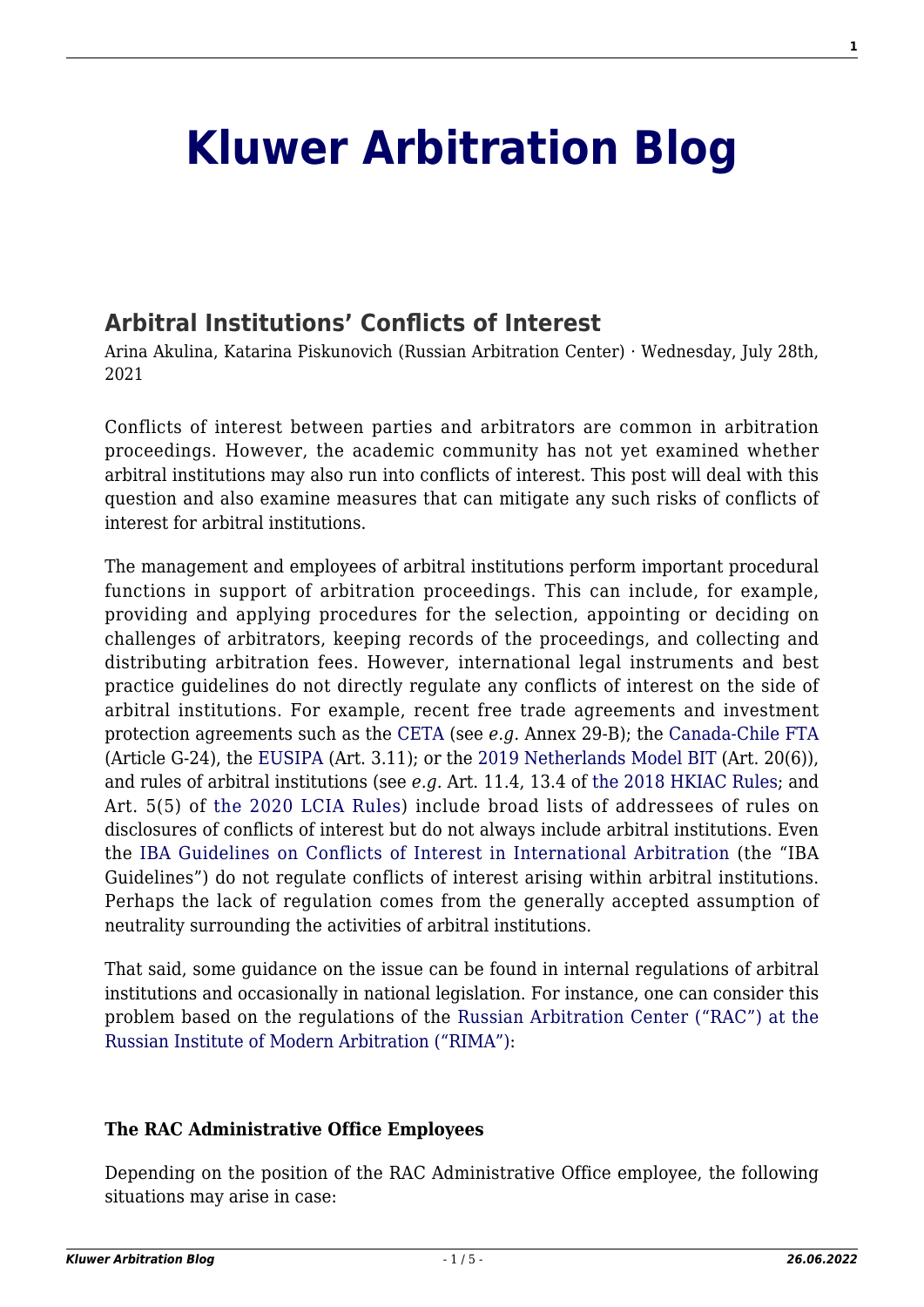# Kluwer Arbitration Blog

## Arbitral Institutions' Conflicts of Interest

Arina Akulina, Katarina Piskunovich (Russian Arbitration Center) · Wednesday, July 28th, 2021

Conflicts of interest between parties and arbitrators are common in arbitration proceedings. However, the academic community has not yet examined whether arbitral institutions may also run into conflicts of interest. This post will deal with this question and also examine measures that can mitigate any such risks of conflicts of interest for arbitral institutions.

The management and employees of arbitral institutions perform important procedural functions in support of arbitration proceedings. This can include, for example, providing and applying procedures for the selection, appointing or deciding on challenges of arbitrators, keeping records of the proceedings, and collecting and distributing arbitration fees. However, international legal instruments and best practice guidelines do not directly regulate any conflicts of interest on the side of arbitral institutions. For example, recent free trade agreements and investment protection agreements such as the CETA (see *e.g.* Annex 29-B); the Canada-Chile FTA (Article G-24), the EUSIPA (Art. 3.11); or the 2019 Netherlands Model BIT (Art. 20(6)), and rules of arbitral institutions (see *e.g.* Art. 11.4, 13.4 of the 2018 HKIAC Rules; and Art. 5(5) of the 2020 LCIA Rules) include broad lists of addressees of rules on disclosures of conflicts of interest but do not always include arbitral institutions. Even the IBA Guidelines on Conflicts of Interest in International Arbitration (the "IBA Guidelines") do not regulate conflicts of interest arising within arbitral institutions. Perhaps the lack of regulation comes from the generally accepted assumption of neutrality surrounding the activities of arbitral institutions.

That said, some guidance on the issue can be found in internal regulations of arbitral institutions and occasionally in national legislation. For instance, one can consider this problem based on the regulations of the Russian Arbitration Center ("RAC") at the Russian Institute of Modern Arbitration ("RIMA"):

**The RAC Administrative Office Employees**

Depending on the position of the RAC Administrative Office employee, the following situations may arise in case: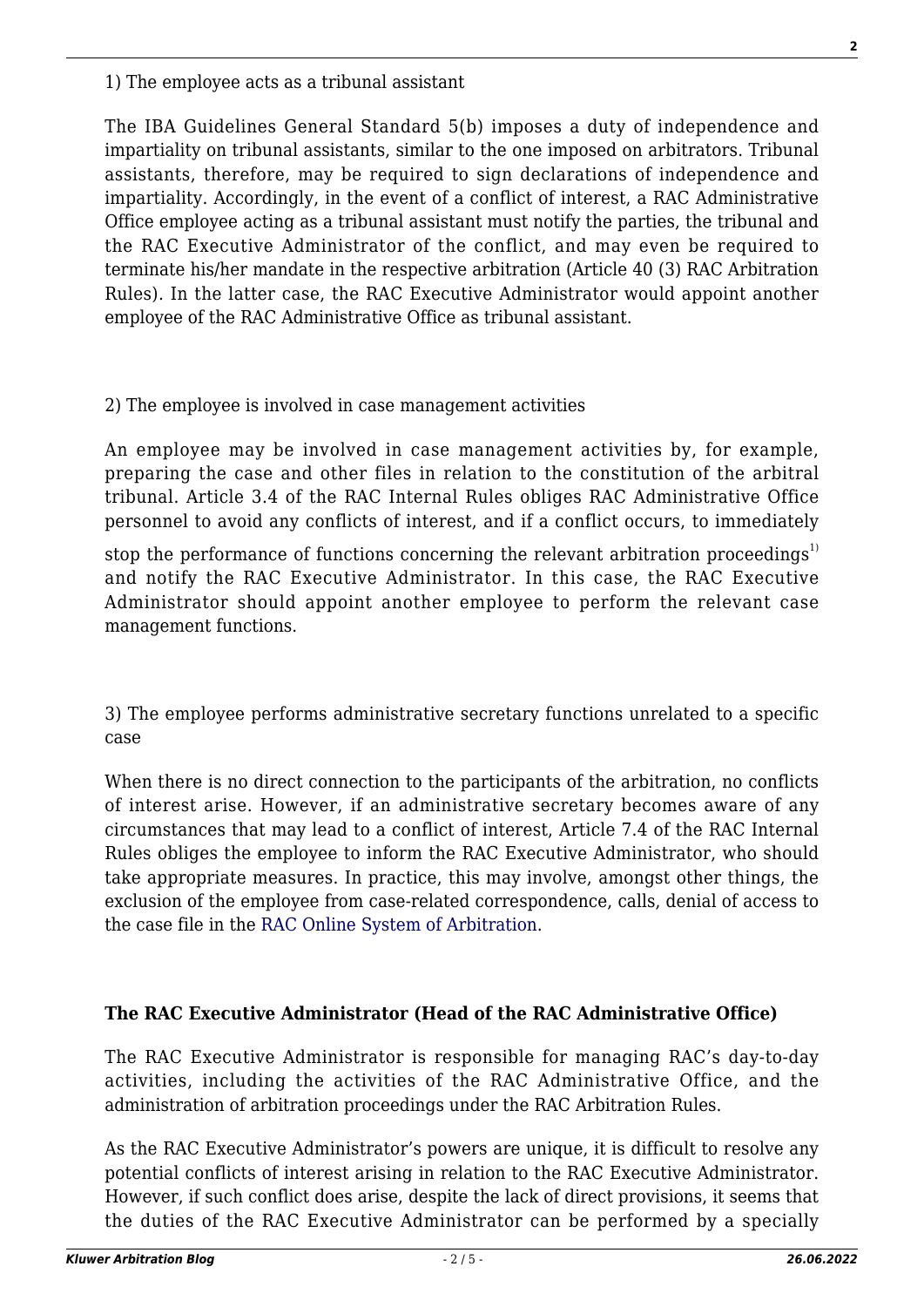1) The employee acts as a tribunal assistant

The IBA Guidelines General Standard 5(b) imposes a duty of independence and impartiality on tribunal assistants, similar to the one imposed on arbitrators. Tribunal assistants, therefore, may be required to sign declarations of independence and impartiality. Accordingly, in the event of a conflict of interest, a RAC Administrative Office employee acting as a tribunal assistant must notify the parties, the tribunal and the RAC Executive Administrator of the conflict, and may even be required to terminate his/her mandate in the respective arbitration (Article 40 (3) RAC Arbitration Rules). In the latter case, the RAC Executive Administrator would appoint another employee of the RAC Administrative Office as tribunal assistant.

2) The employee is involved in case management activities

An employee may be involved in case management activities by, for example, preparing the case and other files in relation to the constitution of the arbitral tribunal. Article 3.4 of the RAC Internal Rules obliges RAC Administrative Office personnel to avoid any conflicts of interest, and if a conflict occurs, to immediately stop the performance of functions concerning the relevant arbitration proceedings[1)] and notify the RAC Executive Administrator. In this case, the RAC Executive Administrator should appoint another employee to perform the relevant case management functions.

3) The employee performs administrative secretary functions unrelated to a specific case

When there is no direct connection to the participants of the arbitration, no conflicts of interest arise. However, if an administrative secretary becomes aware of any circumstances that may lead to a conflict of interest, Article 7.4 of the RAC Internal Rules obliges the employee to inform the RAC Executive Administrator, who should take appropriate measures. In practice, this may involve, amongst other things, the exclusion of the employee from case-related correspondence, calls, denial of access to the case file in the RAC Online System of Arbitration.

**The RAC Executive Administrator (Head of the RAC Administrative Office)**

The RAC Executive Administrator is responsible for managing RAC's day-to-day activities, including the activities of the RAC Administrative Office, and the administration of arbitration proceedings under the RAC Arbitration Rules.

As the RAC Executive Administrator's powers are unique, it is difficult to resolve any potential conflicts of interest arising in relation to the RAC Executive Administrator. However, if such conflict does arise, despite the lack of direct provisions, it seems that the duties of the RAC Executive Administrator can be performed by a specially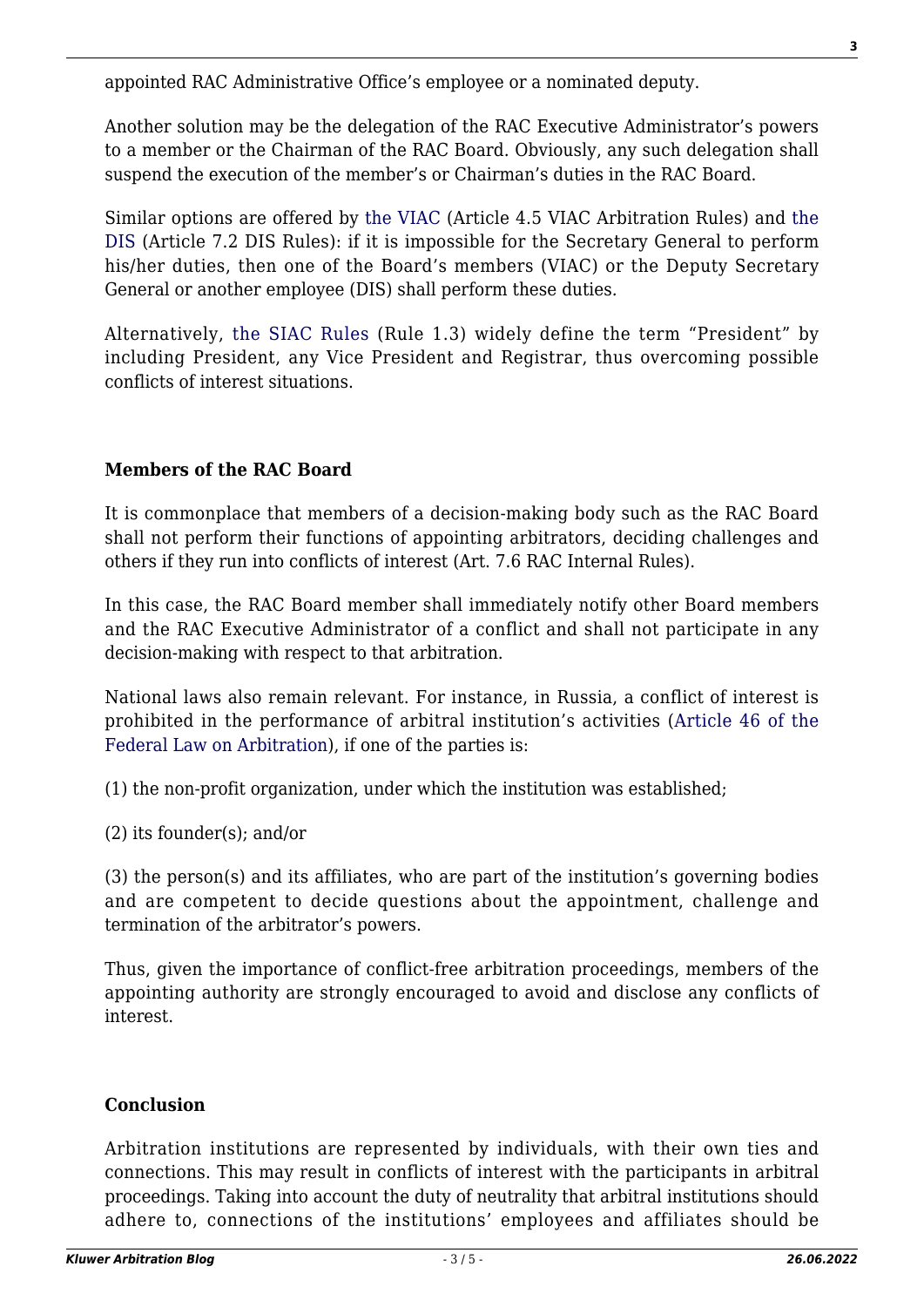appointed RAC Administrative Office's employee or a nominated deputy.

Another solution may be the delegation of the RAC Executive Administrator's powers to a member or the Chairman of the RAC Board. Obviously, any such delegation shall suspend the execution of the member's or Chairman's duties in the RAC Board.

Similar options are offered by the VIAC (Article 4.5 VIAC Arbitration Rules) and the DIS (Article 7.2 DIS Rules): if it is impossible for the Secretary General to perform his/her duties, then one of the Board's members (VIAC) or the Deputy Secretary General or another employee (DIS) shall perform these duties.

Alternatively, the SIAC Rules (Rule 1.3) widely define the term "President" by including President, any Vice President and Registrar, thus overcoming possible conflicts of interest situations.

### Members of the RAC Board

It is commonplace that members of a decision-making body such as the RAC Board shall not perform their functions of appointing arbitrators, deciding challenges and others if they run into conflicts of interest (Art. 7.6 RAC Internal Rules).

In this case, the RAC Board member shall immediately notify other Board members and the RAC Executive Administrator of a conflict and shall not participate in any decision-making with respect to that arbitration.

National laws also remain relevant. For instance, in Russia, a conflict of interest is prohibited in the performance of arbitral institution's activities (Article 46 of the Federal Law on Arbitration), if one of the parties is:

(1) the non-profit organization, under which the institution was established;

(2) its founder(s); and/or

(3) the person(s) and its affiliates, who are part of the institution's governing bodies and are competent to decide questions about the appointment, challenge and termination of the arbitrator's powers.

Thus, given the importance of conflict-free arbitration proceedings, members of the appointing authority are strongly encouraged to avoid and disclose any conflicts of interest.

### Conclusion

Arbitration institutions are represented by individuals, with their own ties and connections. This may result in conflicts of interest with the participants in arbitral proceedings. Taking into account the duty of neutrality that arbitral institutions should adhere to, connections of the institutions' employees and affiliates should be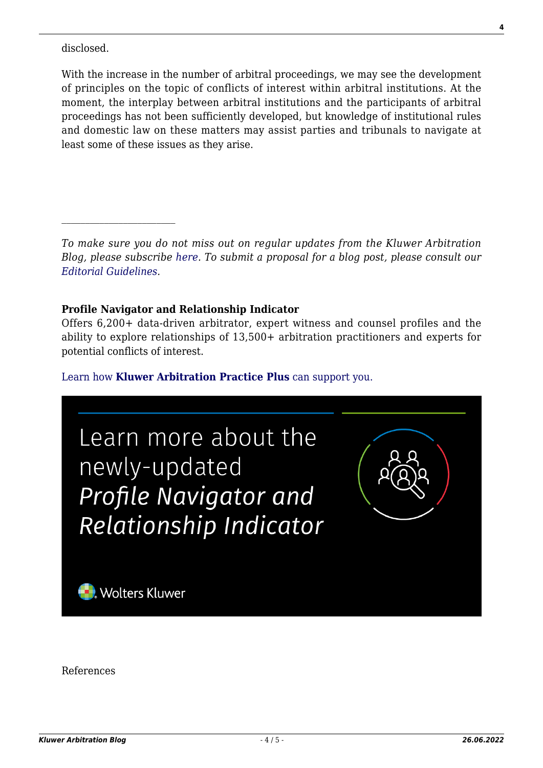disclosed.

With the increase in the number of arbitral proceedings, we may see the development of principles on the topic of conflicts of interest within arbitral institutions. At the moment, the interplay between arbitral institutions and the participants of arbitral proceedings has not been sufficiently developed, but knowledge of institutional rules and domestic law on these matters may assist parties and tribunals to navigate at least some of these issues as they arise.

---

*To make sure you do not miss out on regular updates from the Kluwer Arbitration Blog, please subscribe here. To submit a proposal for a blog post, please consult our Editorial Guidelines.*

**Profile Navigator and Relationship Indicator**
Offers 6,200+ data-driven arbitrator, expert witness and counsel profiles and the ability to explore relationships of 13,500+ arbitration practitioners and experts for potential conflicts of interest.

Learn how **Kluwer Arbitration Practice Plus** can support you.

Learn more about the newly-updated *Profile Navigator and Relationship Indicator*

Wolters Kluwer

References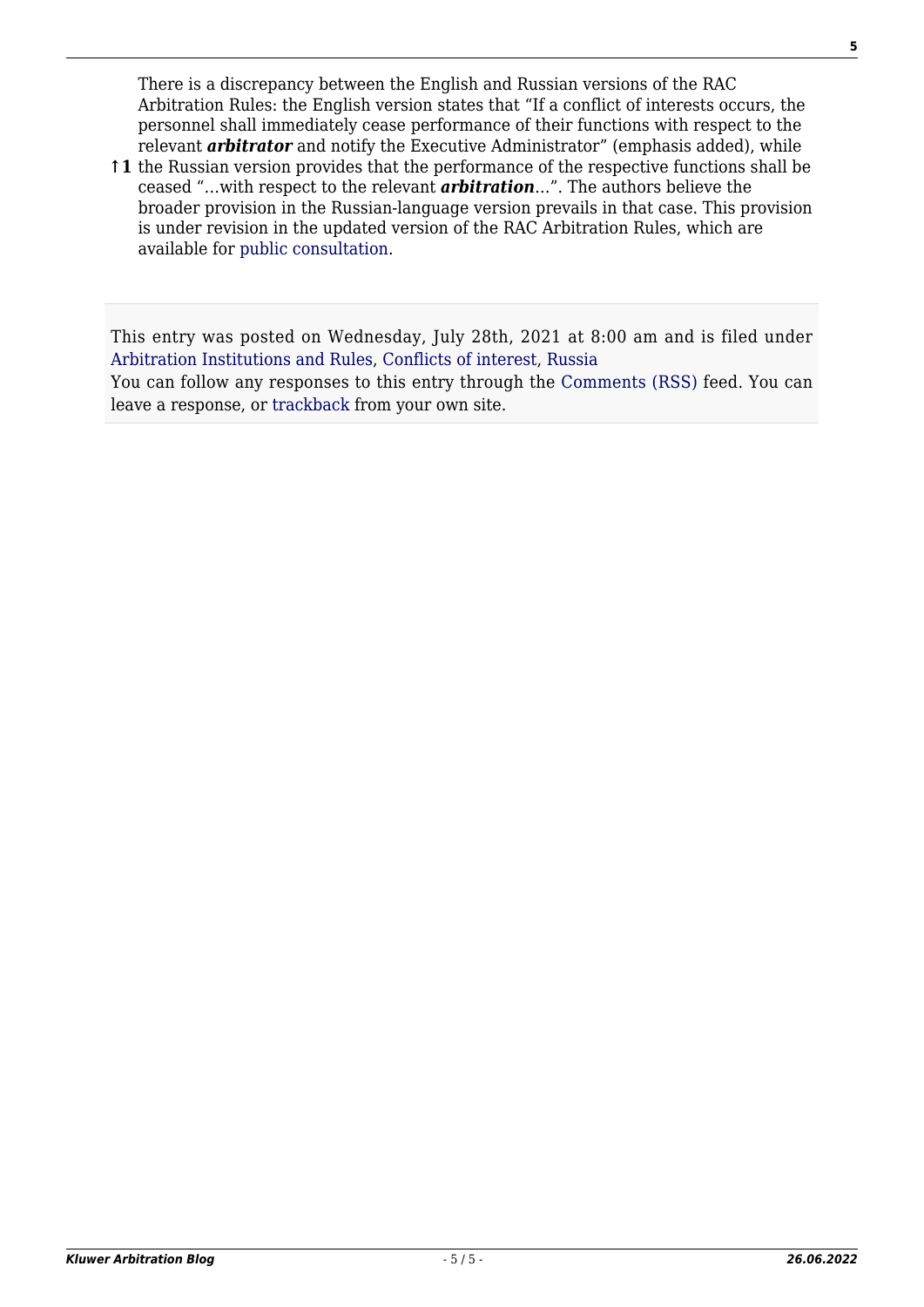↑1 There is a discrepancy between the English and Russian versions of the RAC Arbitration Rules: the English version states that "If a conflict of interests occurs, the personnel shall immediately cease performance of their functions with respect to the relevant ***arbitrator*** and notify the Executive Administrator" (emphasis added), while the Russian version provides that the performance of the respective functions shall be ceased "…with respect to the relevant ***arbitration***…". The authors believe the broader provision in the Russian-language version prevails in that case. This provision is under revision in the updated version of the RAC Arbitration Rules, which are available for public consultation.

This entry was posted on Wednesday, July 28th, 2021 at 8:00 am and is filed under Arbitration Institutions and Rules, Conflicts of interest, Russia
You can follow any responses to this entry through the Comments (RSS) feed. You can leave a response, or trackback from your own site.